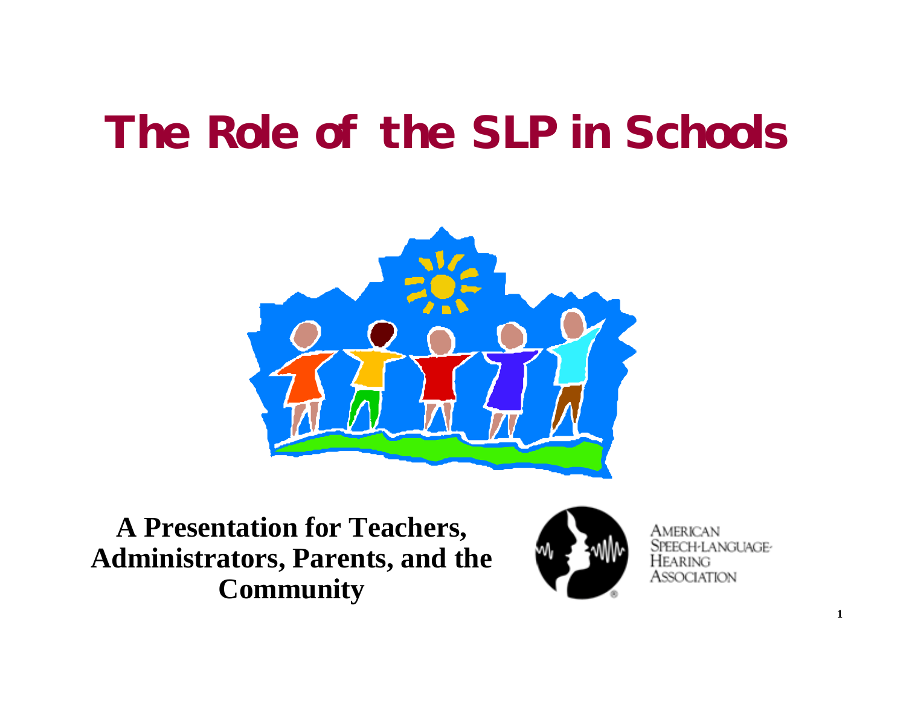# The Role of the SLP in Schools

**A Presentation for Teachers, Administrators, Parents, and the Community**

AMERICAN SPEECH-LANGUAGE-HEARING ASSOCIATION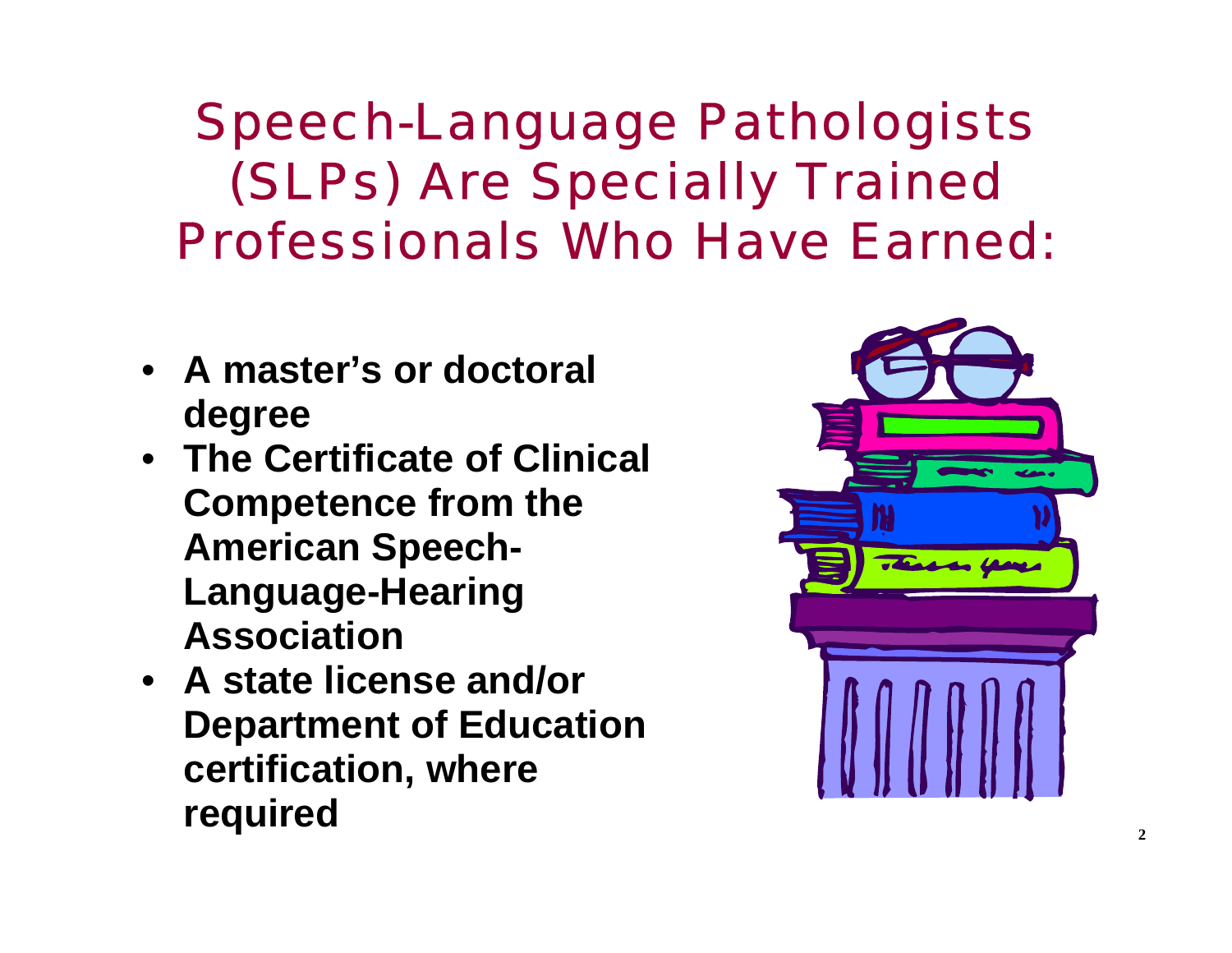# Speech-Language Pathologists (SLPs) Are Specially Trained Professionals Who Have Earned:

- **A master's or doctoral degree**
- **The Certificate of Clinical Competence from the American Speech-Language-Hearing Association**
- **A state license and/or Department of Education certification, where required**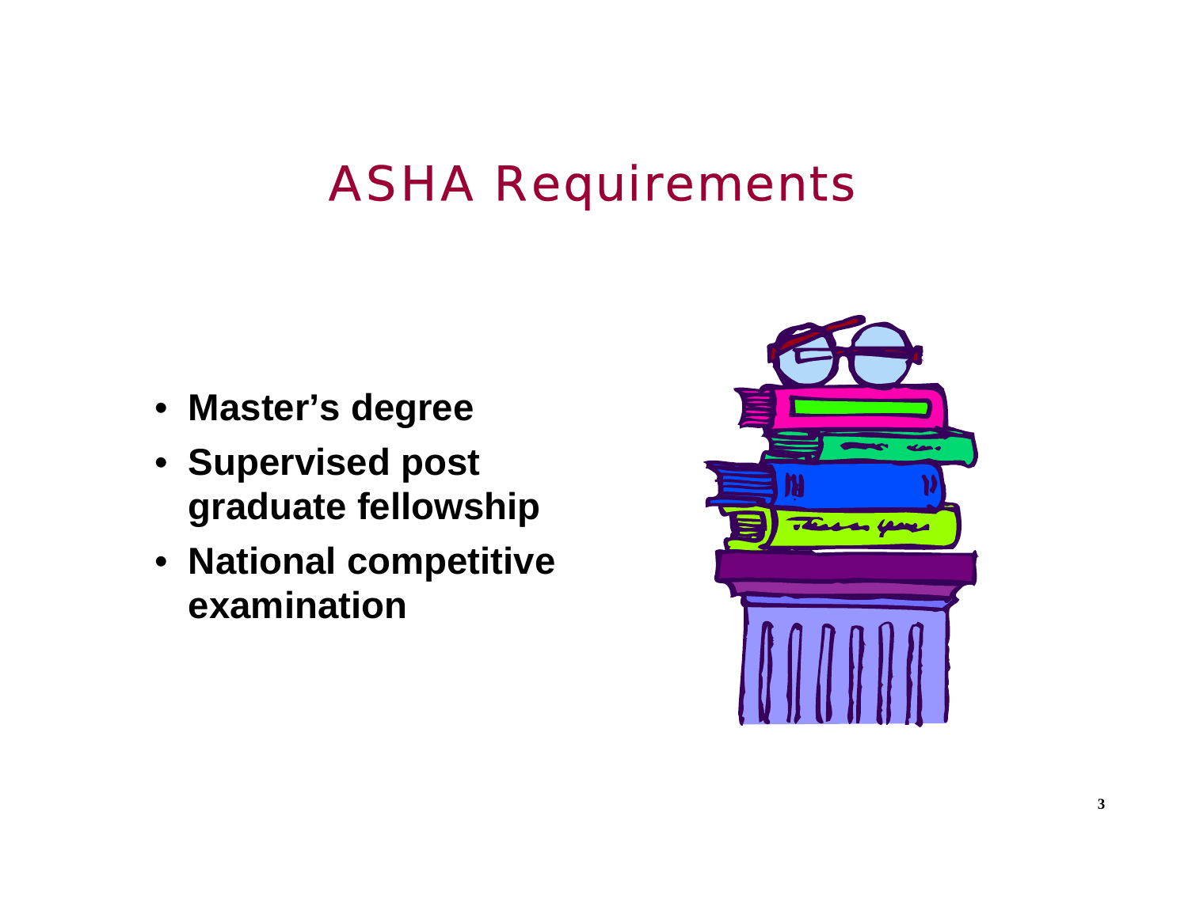# ASHA Requirements

- **Master's degree**
- **Supervised post graduate fellowship**
- **National competitive examination**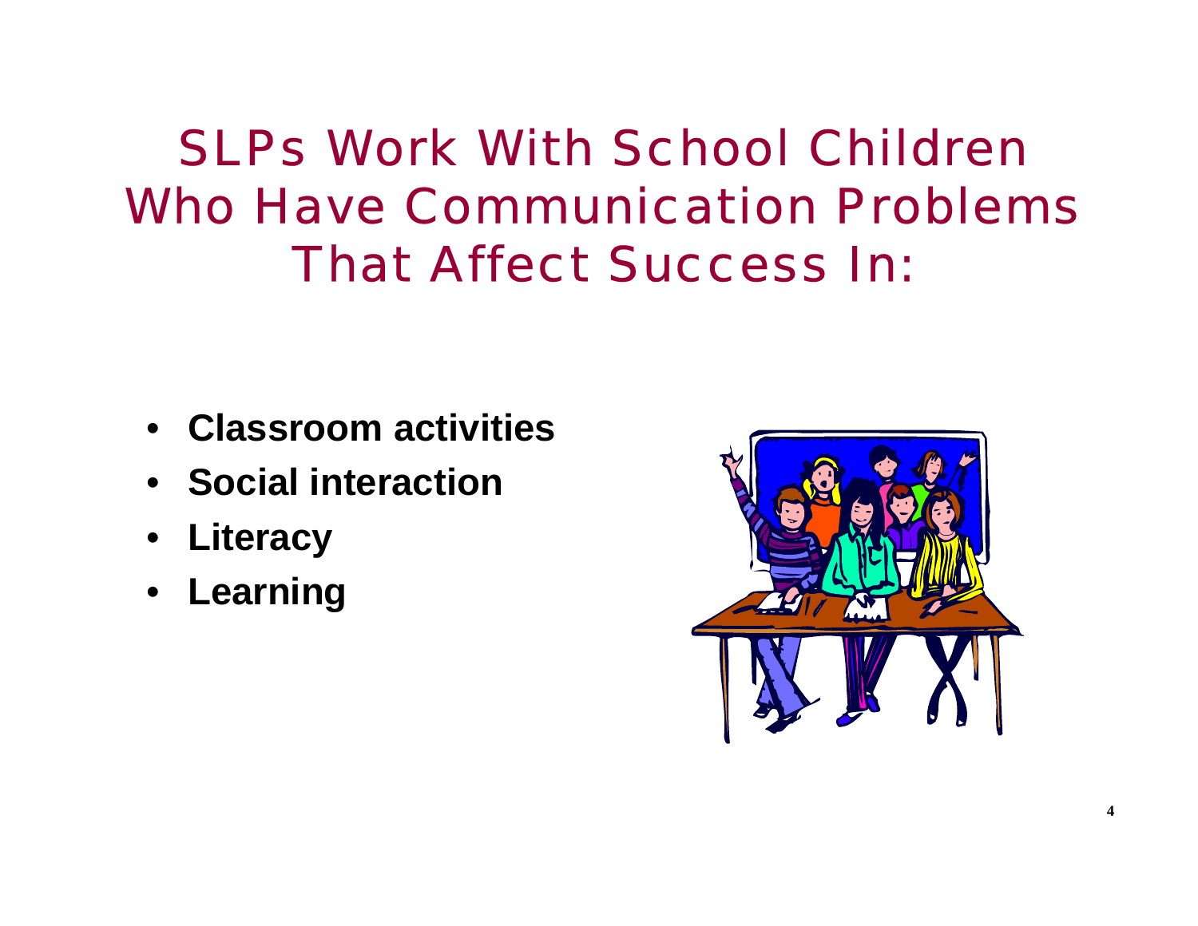# SLPs Work With School Children Who Have Communication Problems That Affect Success In:

- **Classroom activities**
- **Social interaction**
- **Literacy**
- **Learning**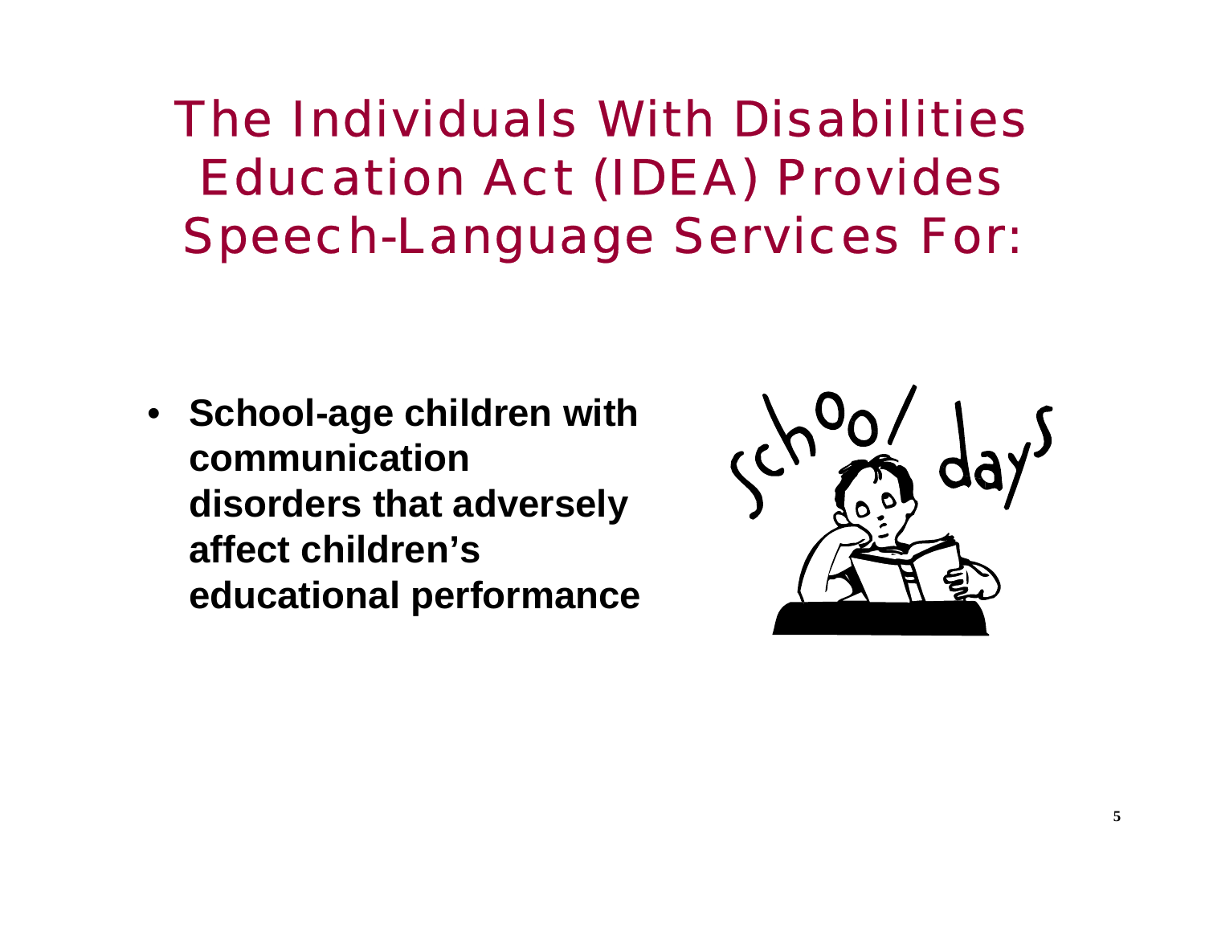# The Individuals With Disabilities Education Act (IDEA) Provides Speech-Language Services For:

- **School-age children with communication disorders that adversely affect children's educational performance**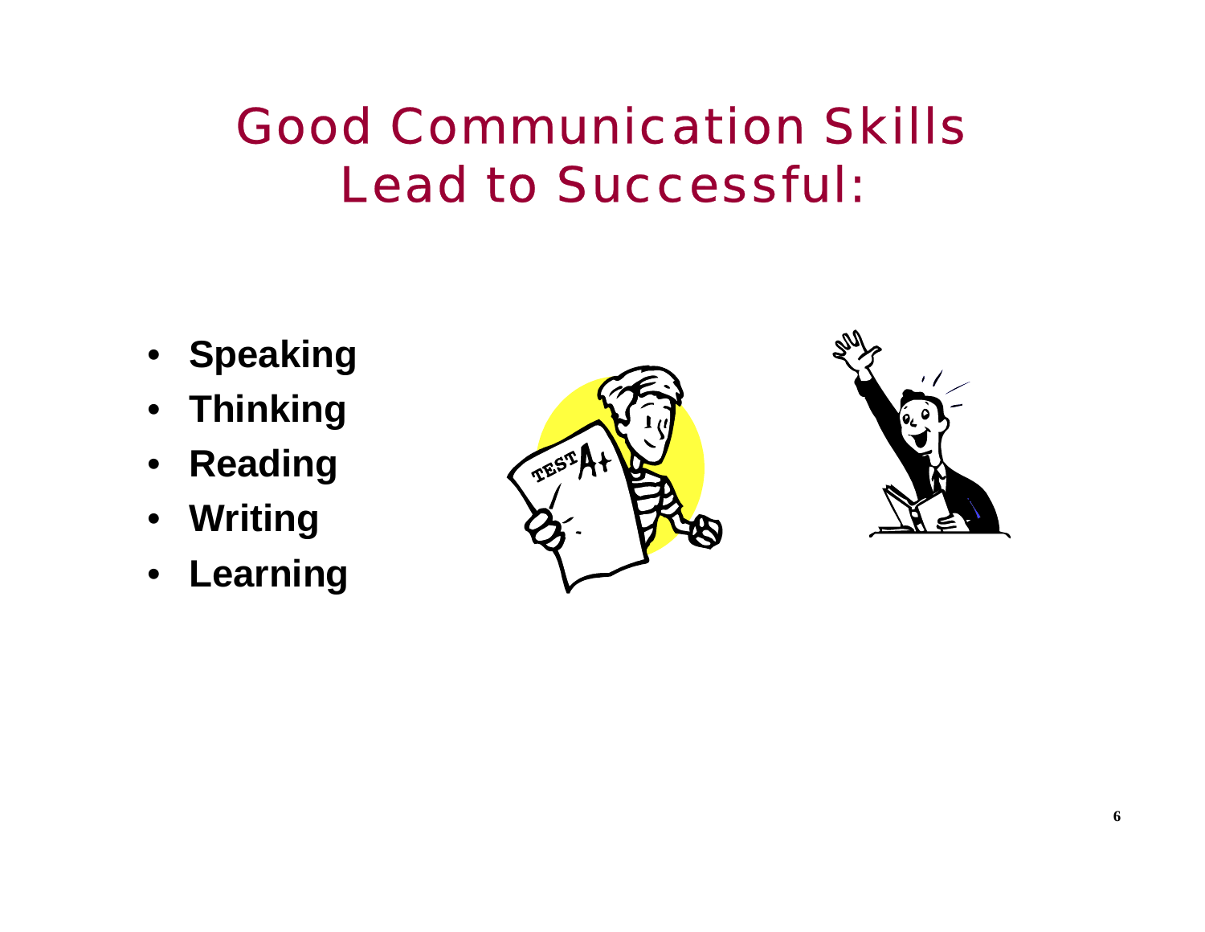# Good Communication Skills Lead to Successful:

- **Speaking**
- **Thinking**
- **Reading**
- **Writing**
- **Learning**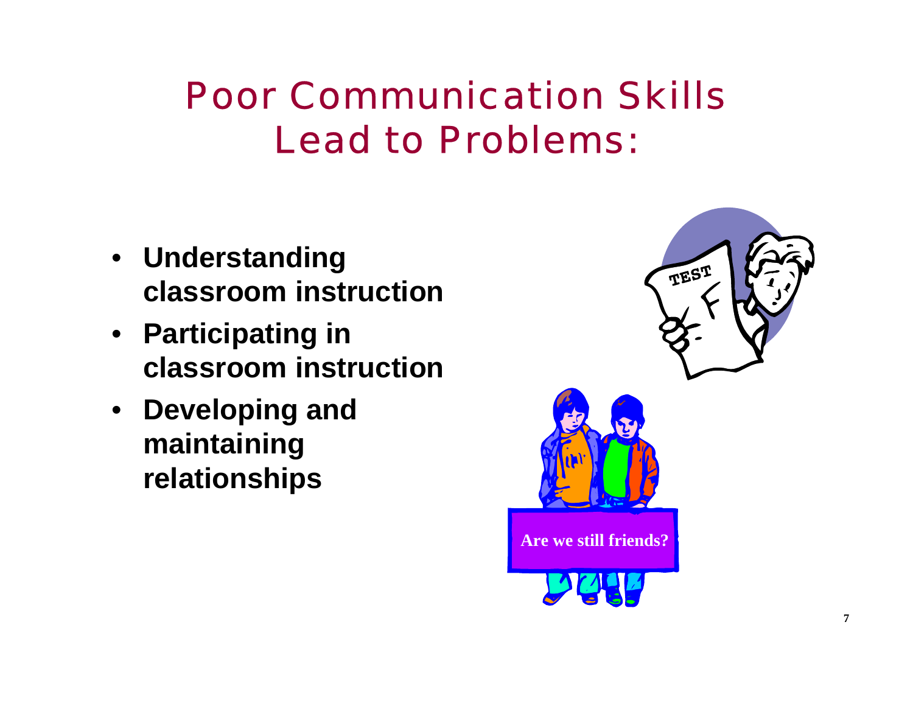# Poor Communication Skills Lead to Problems:

- **Understanding classroom instruction**
- **Participating in classroom instruction**
- **Developing and maintaining relationships**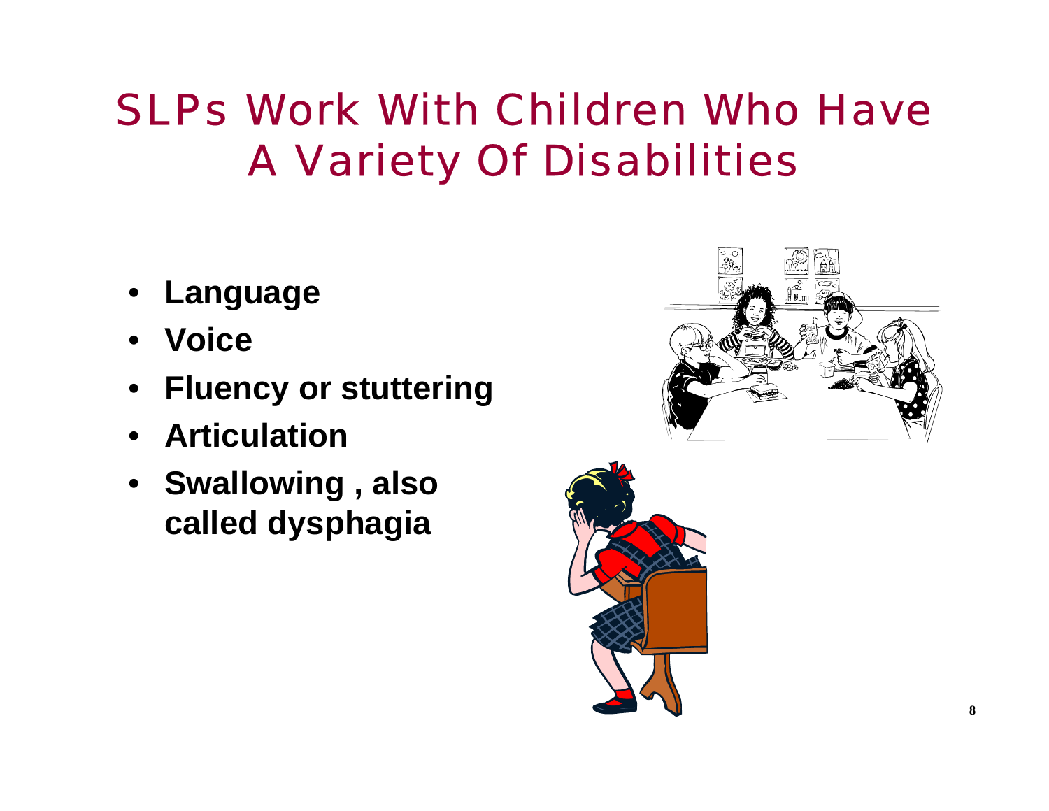# SLPs Work With Children Who Have A Variety Of Disabilities

- **Language**
- **Voice**
- **Fluency or stuttering**
- **Articulation**
- **Swallowing , also called dysphagia**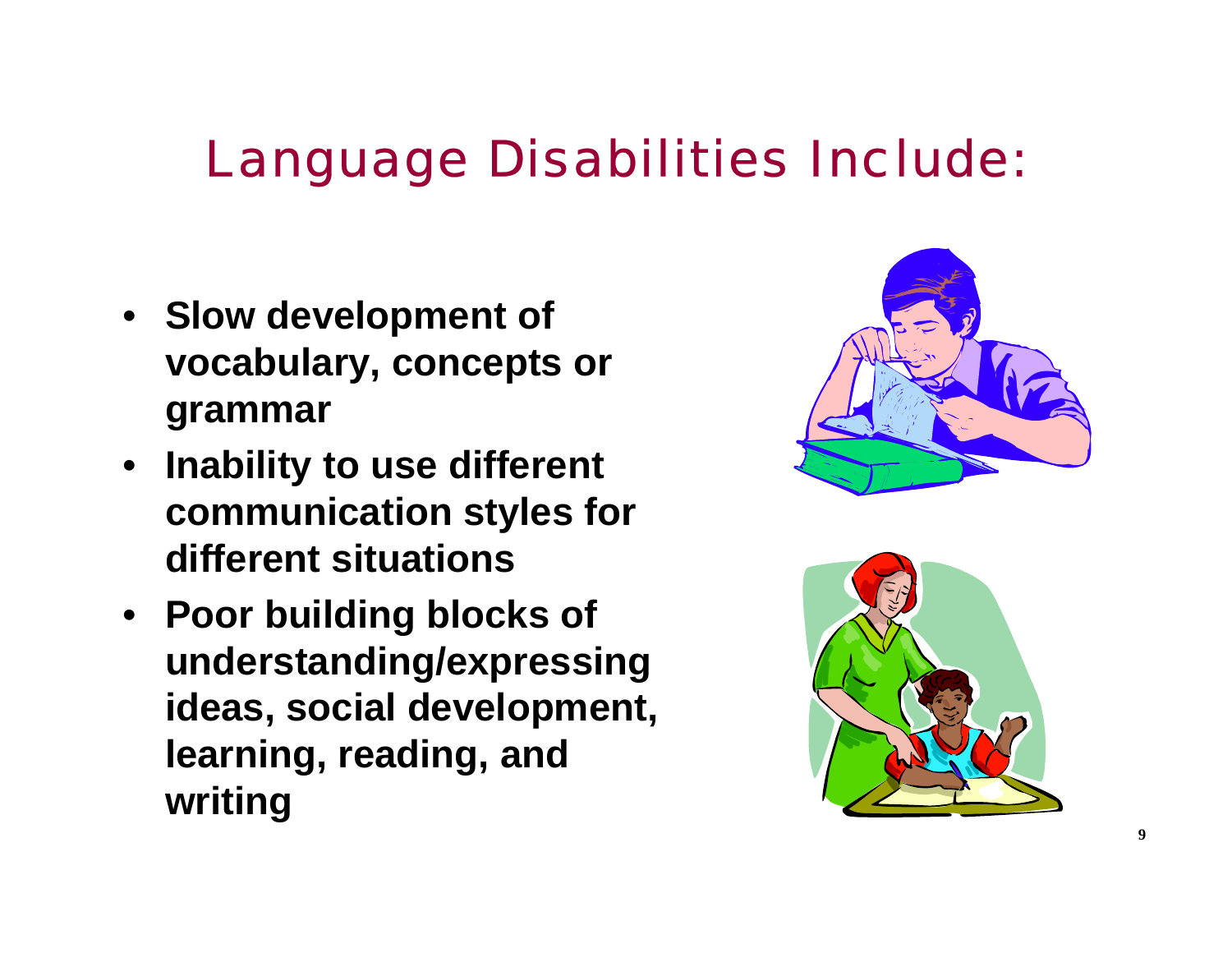# Language Disabilities Include:

- **Slow development of vocabulary, concepts or grammar**
- **Inability to use different communication styles for different situations**
- **Poor building blocks of understanding/expressing ideas, social development, learning, reading, and writing**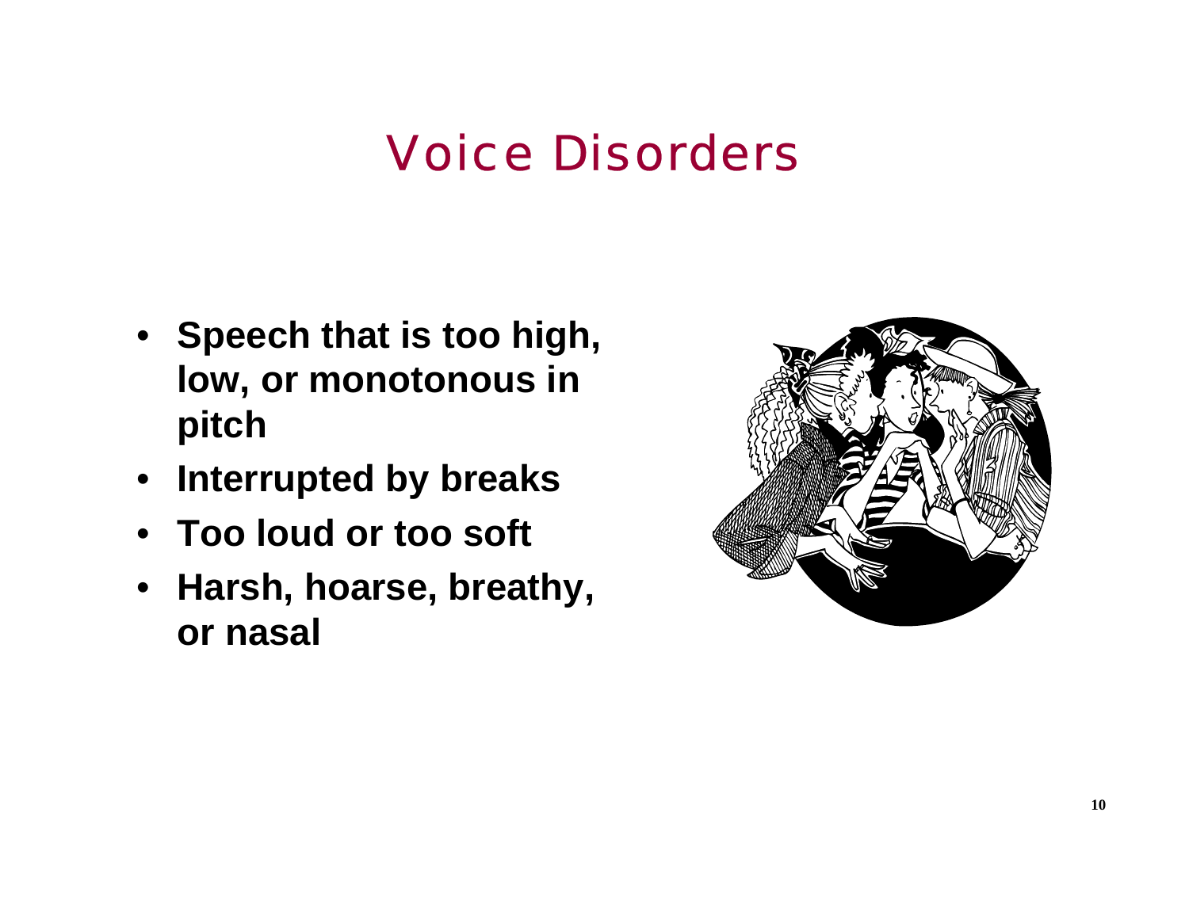# Voice Disorders

- **Speech that is too high, low, or monotonous in pitch**
- **Interrupted by breaks**
- **Too loud or too soft**
- **Harsh, hoarse, breathy, or nasal**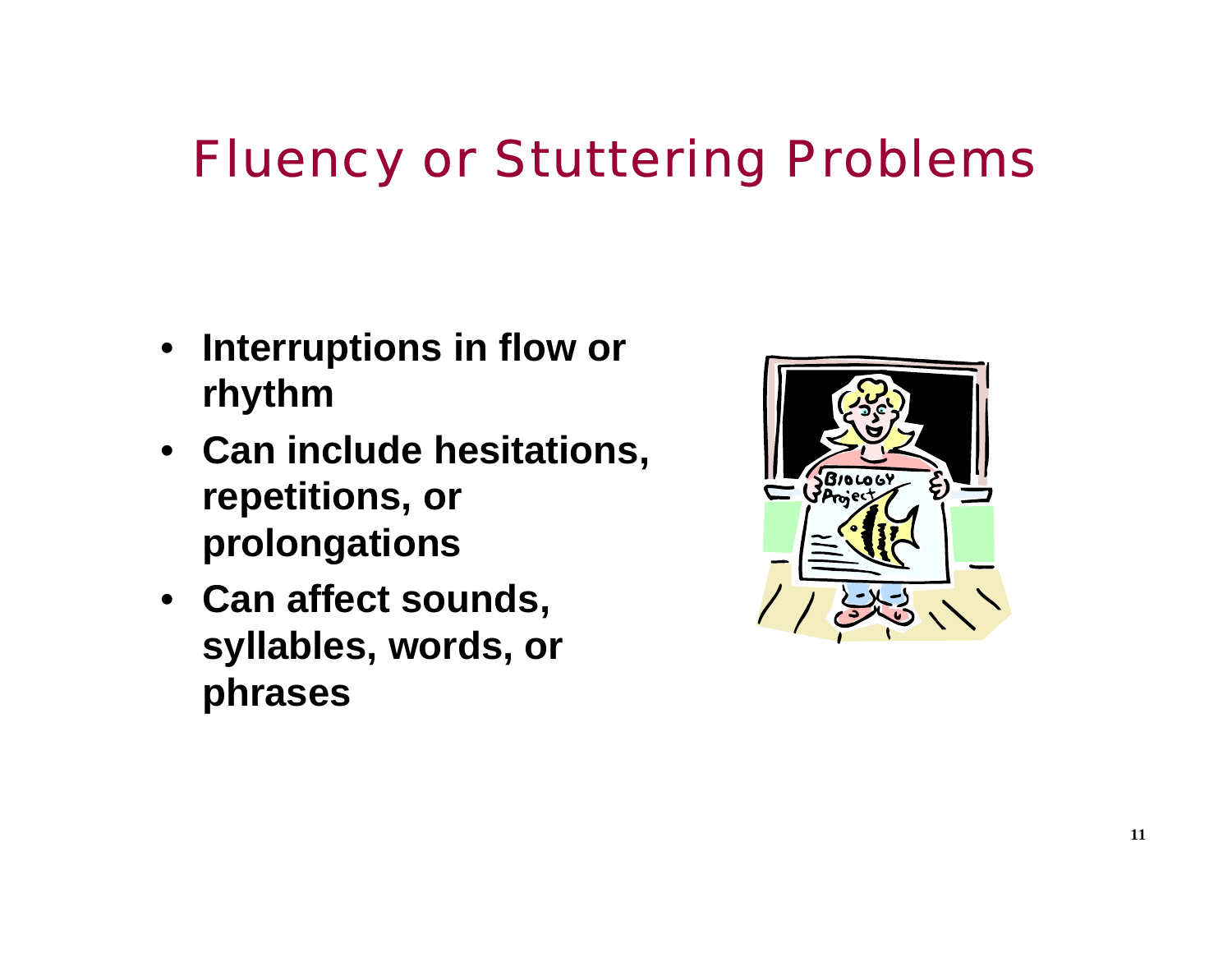# Fluency or Stuttering Problems

- **Interruptions in flow or rhythm**
- **Can include hesitations, repetitions, or prolongations**
- **Can affect sounds, syllables, words, or phrases**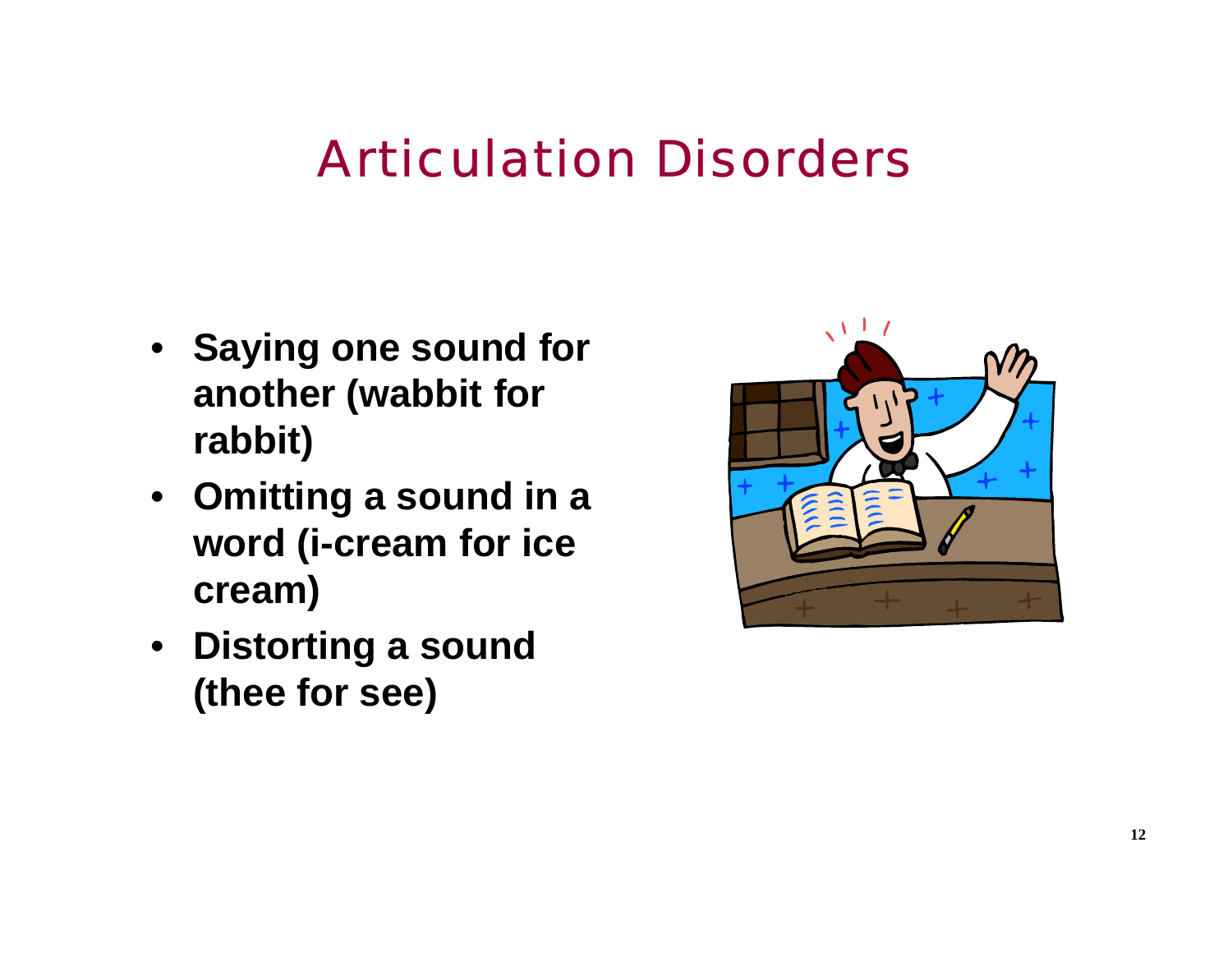# Articulation Disorders

- **Saying one sound for another (wabbit for rabbit)**
- **Omitting a sound in a word (i-cream for ice cream)**
- **Distorting a sound (thee for see)**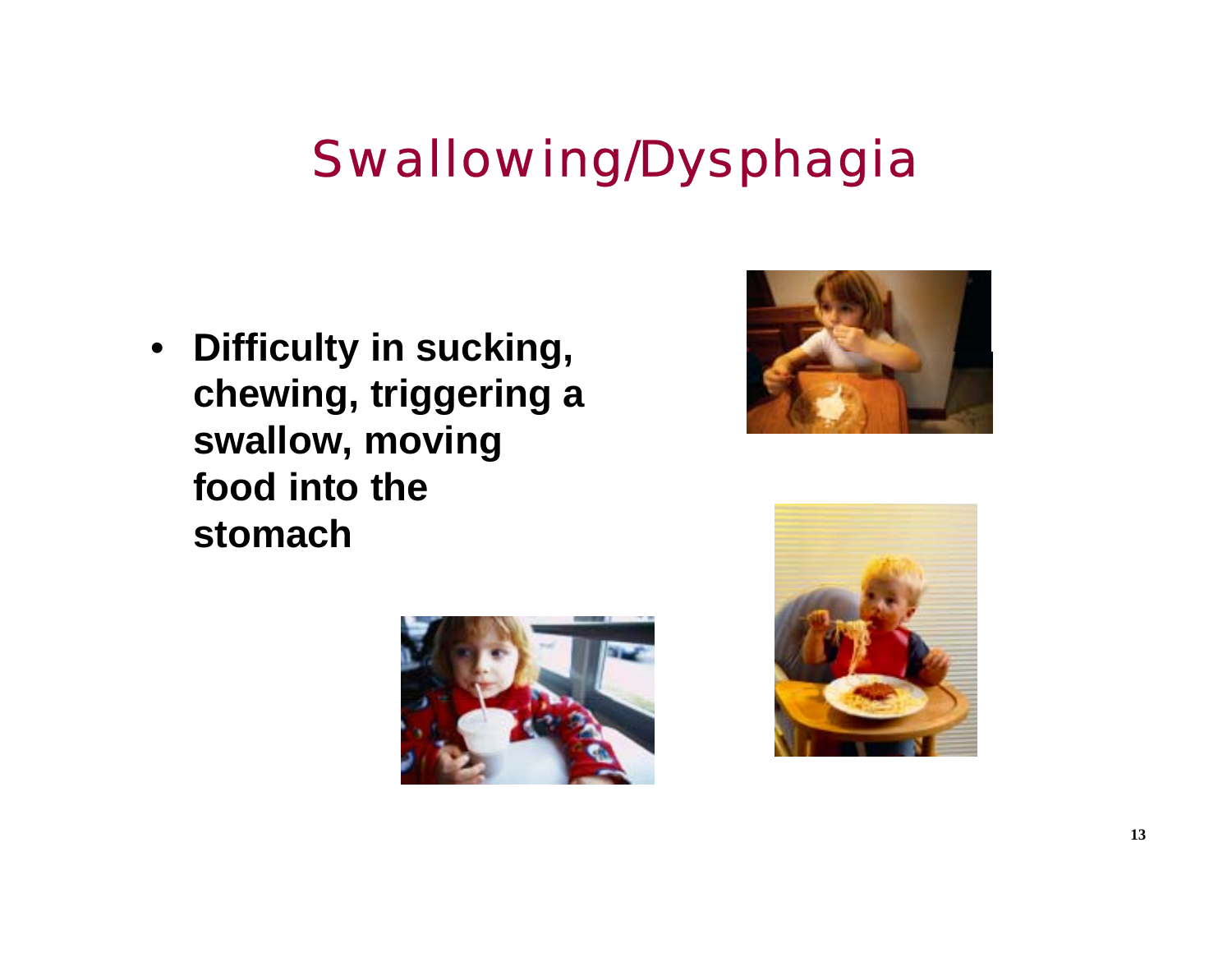# Swallowing/Dysphagia

- **Difficulty in sucking, chewing, triggering a swallow, moving food into the stomach**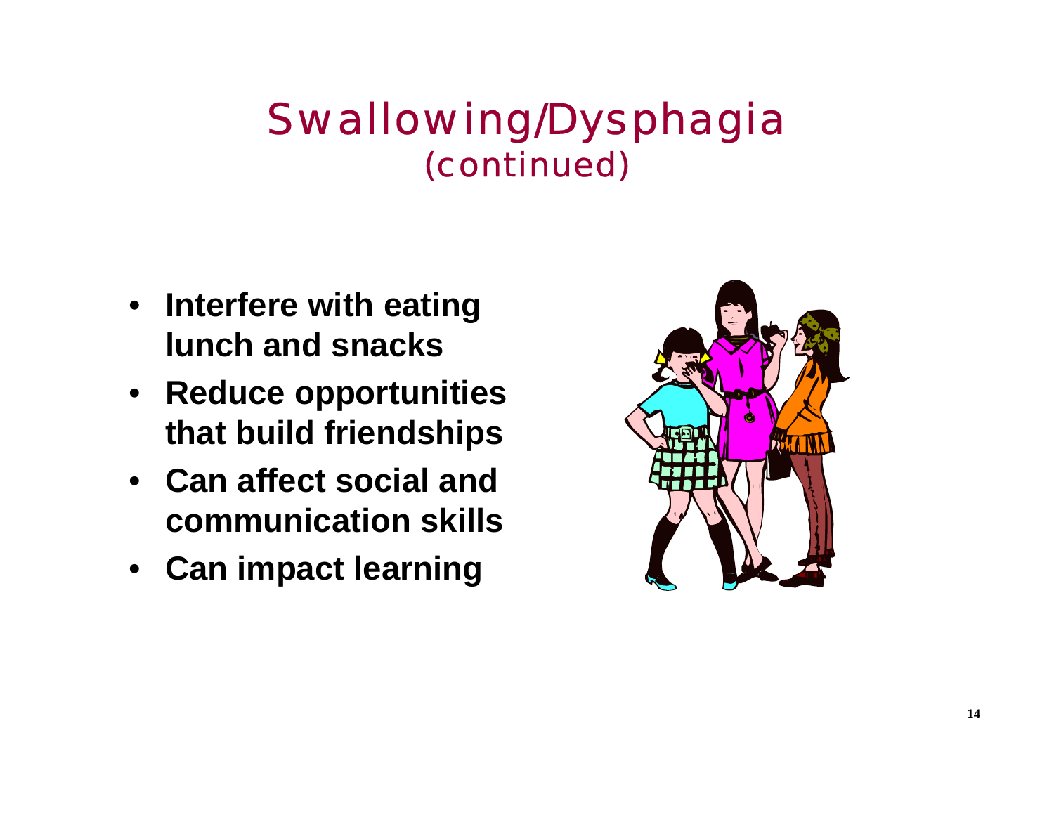# Swallowing/Dysphagia (continued)

- **Interfere with eating lunch and snacks**
- **Reduce opportunities that build friendships**
- **Can affect social and communication skills**
- **Can impact learning**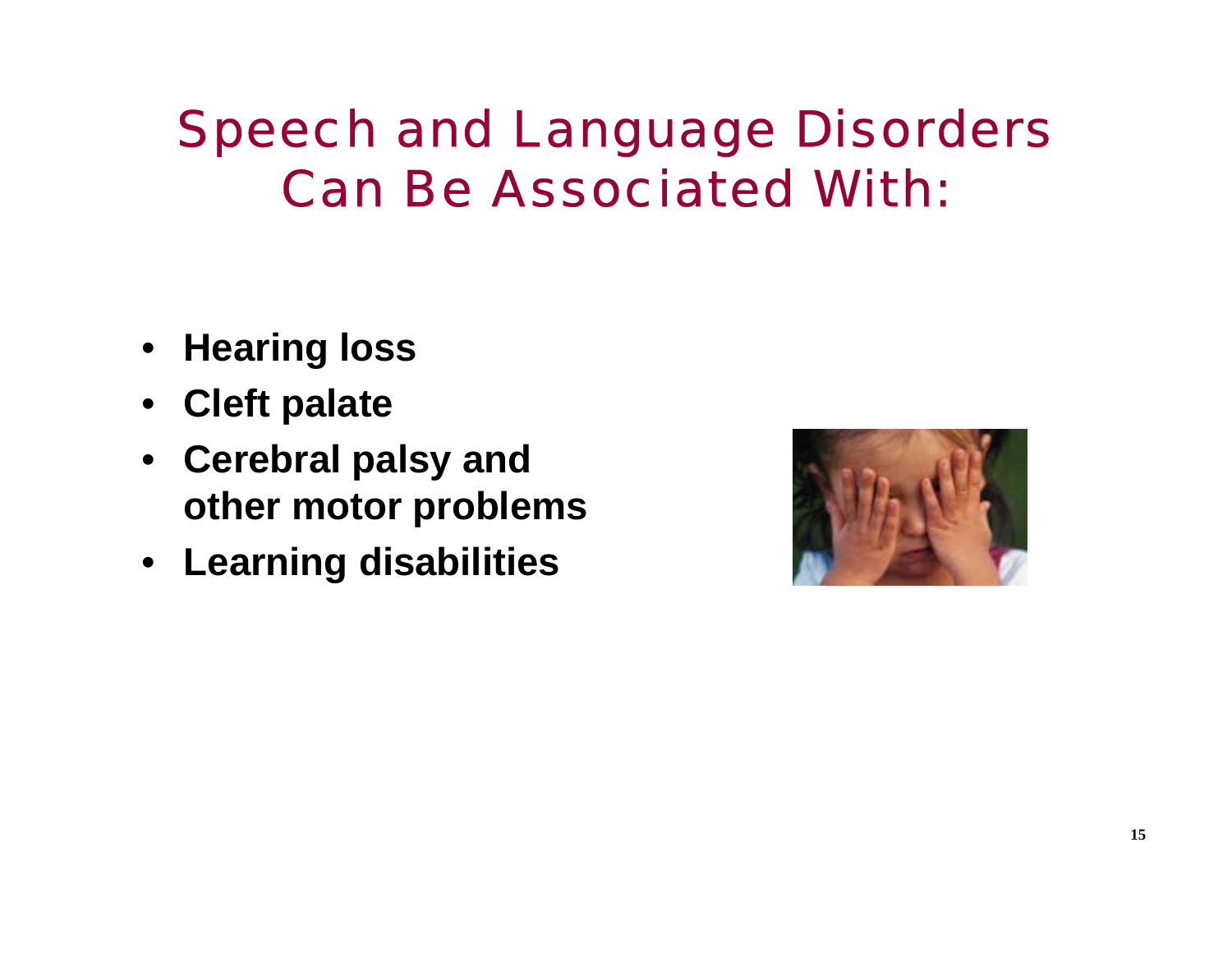# Speech and Language Disorders Can Be Associated With:

- **Hearing loss**
- **Cleft palate**
- **Cerebral palsy and other motor problems**
- **Learning disabilities**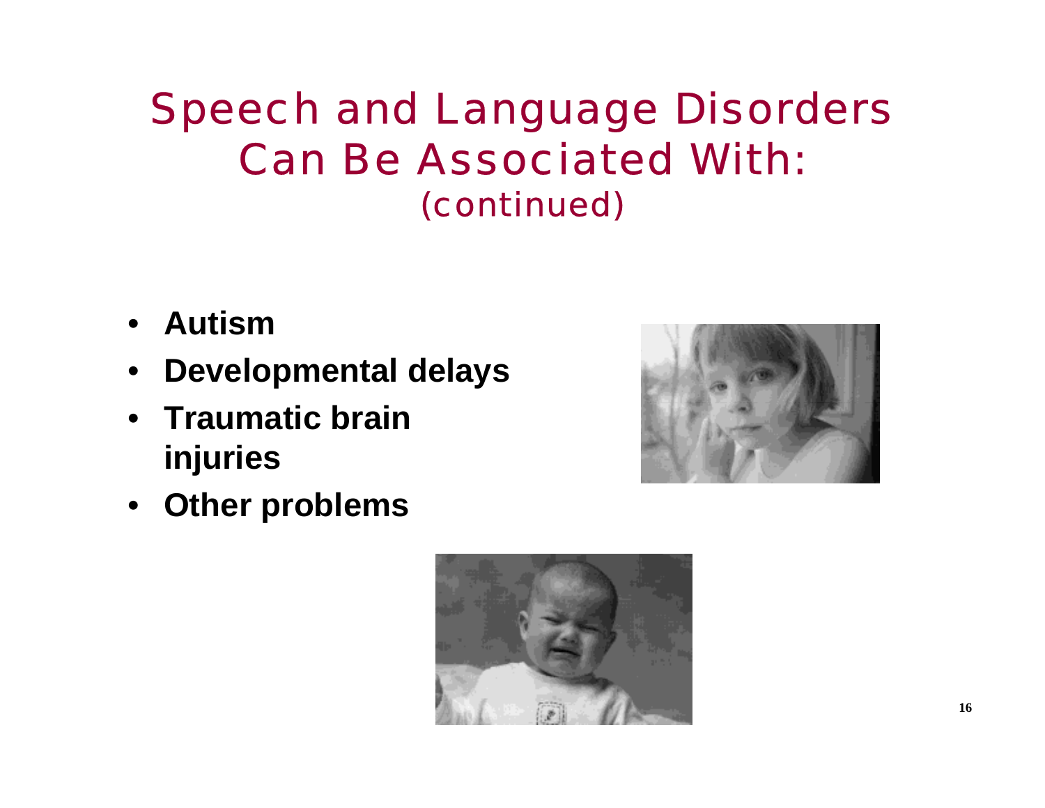# Speech and Language Disorders Can Be Associated With: (continued)

- **Autism**
- **Developmental delays**
- **Traumatic brain injuries**
- **Other problems**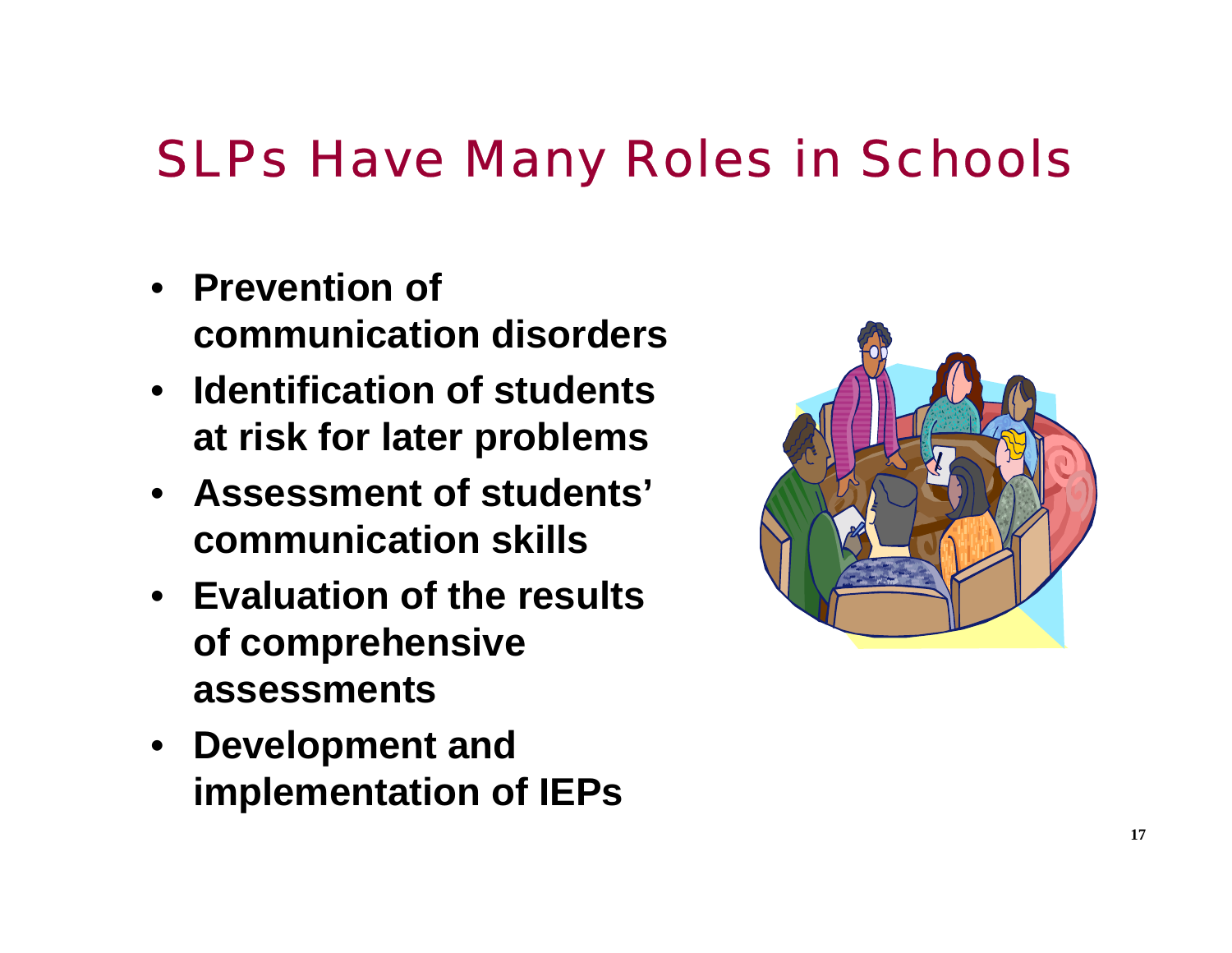# SLPs Have Many Roles in Schools

- **Prevention of communication disorders**
- **Identification of students at risk for later problems**
- **Assessment of students' communication skills**
- **Evaluation of the results of comprehensive assessments**
- **Development and implementation of IEPs**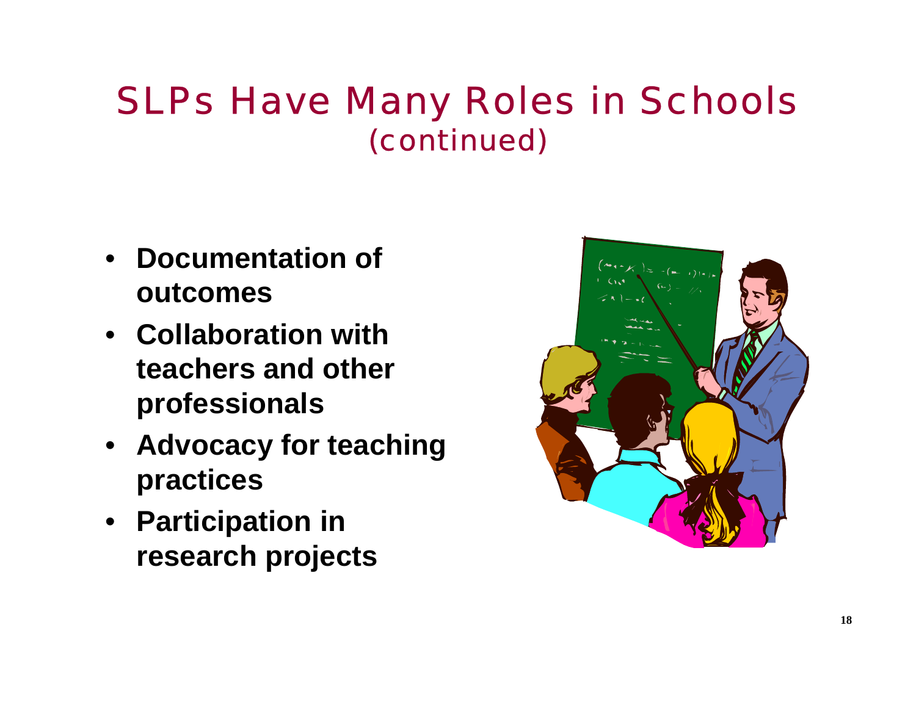# SLPs Have Many Roles in Schools
## (continued)

- **Documentation of outcomes**
- **Collaboration with teachers and other professionals**
- **Advocacy for teaching practices**
- **Participation in research projects**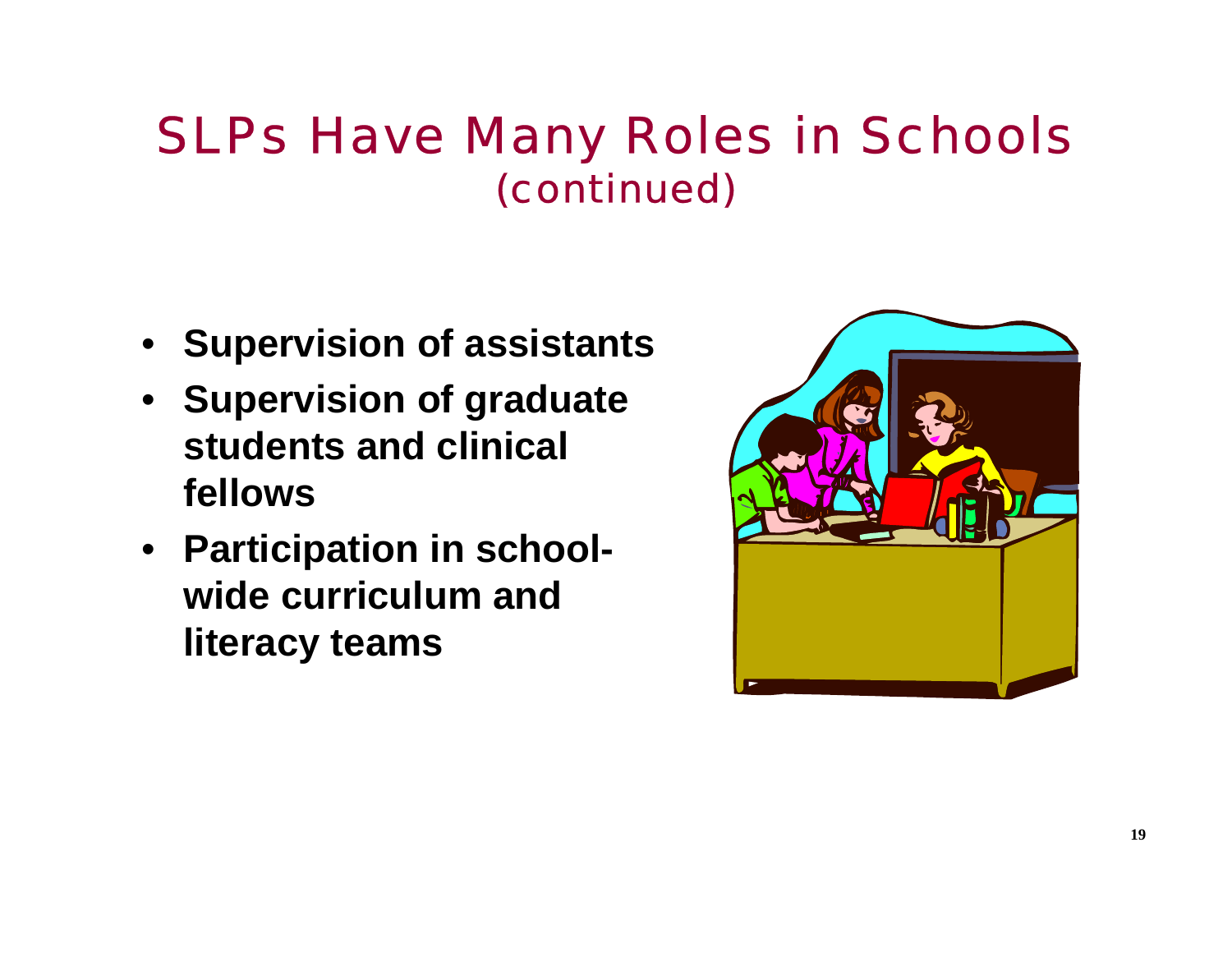# SLPs Have Many Roles in Schools (continued)

- **Supervision of assistants**
- **Supervision of graduate students and clinical fellows**
- **Participation in school-wide curriculum and literacy teams**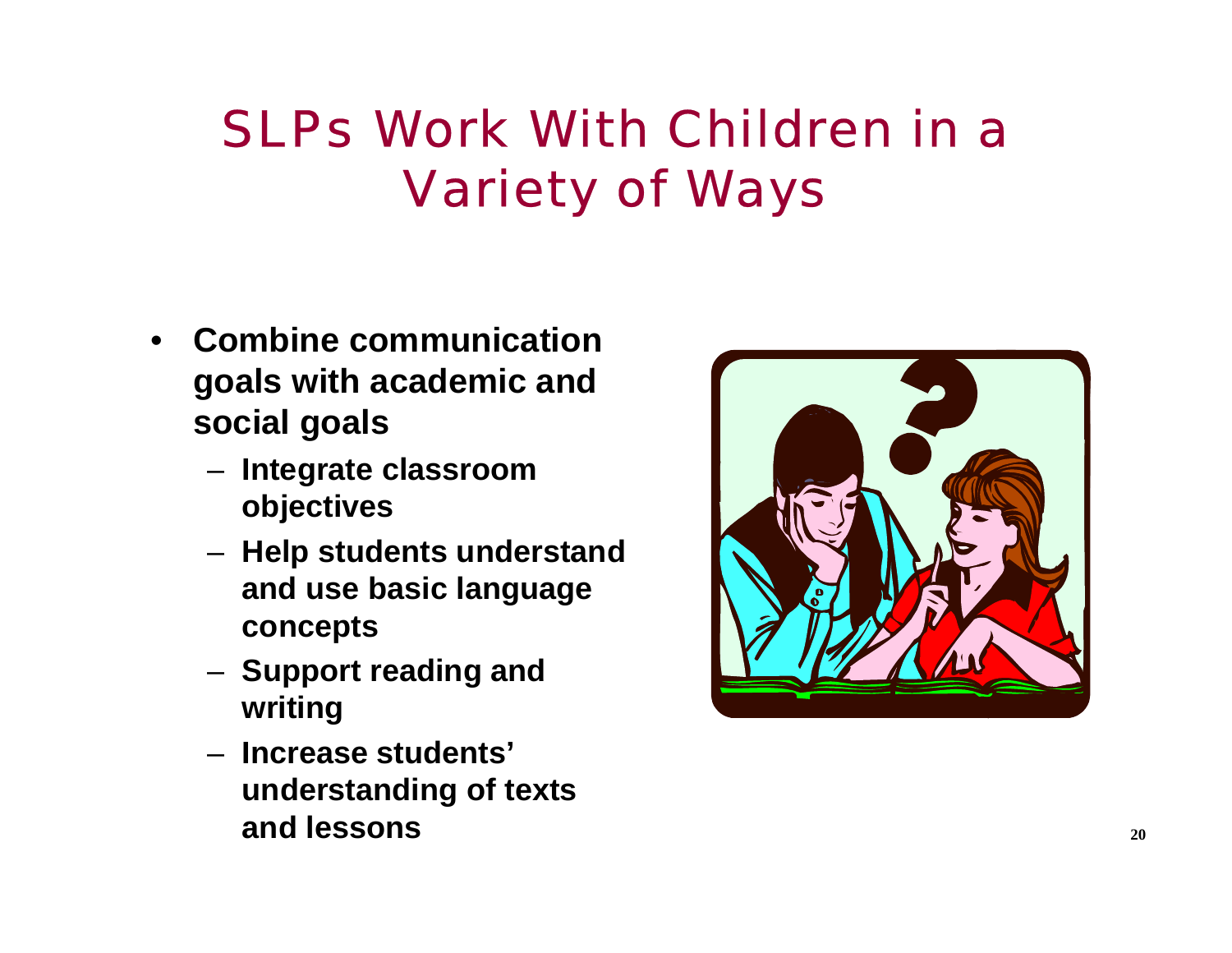# SLPs Work With Children in a Variety of Ways

- **Combine communication goals with academic and social goals**
  - **Integrate classroom objectives**
  - **Help students understand and use basic language concepts**
  - **Support reading and writing**
  - **Increase students' understanding of texts and lessons**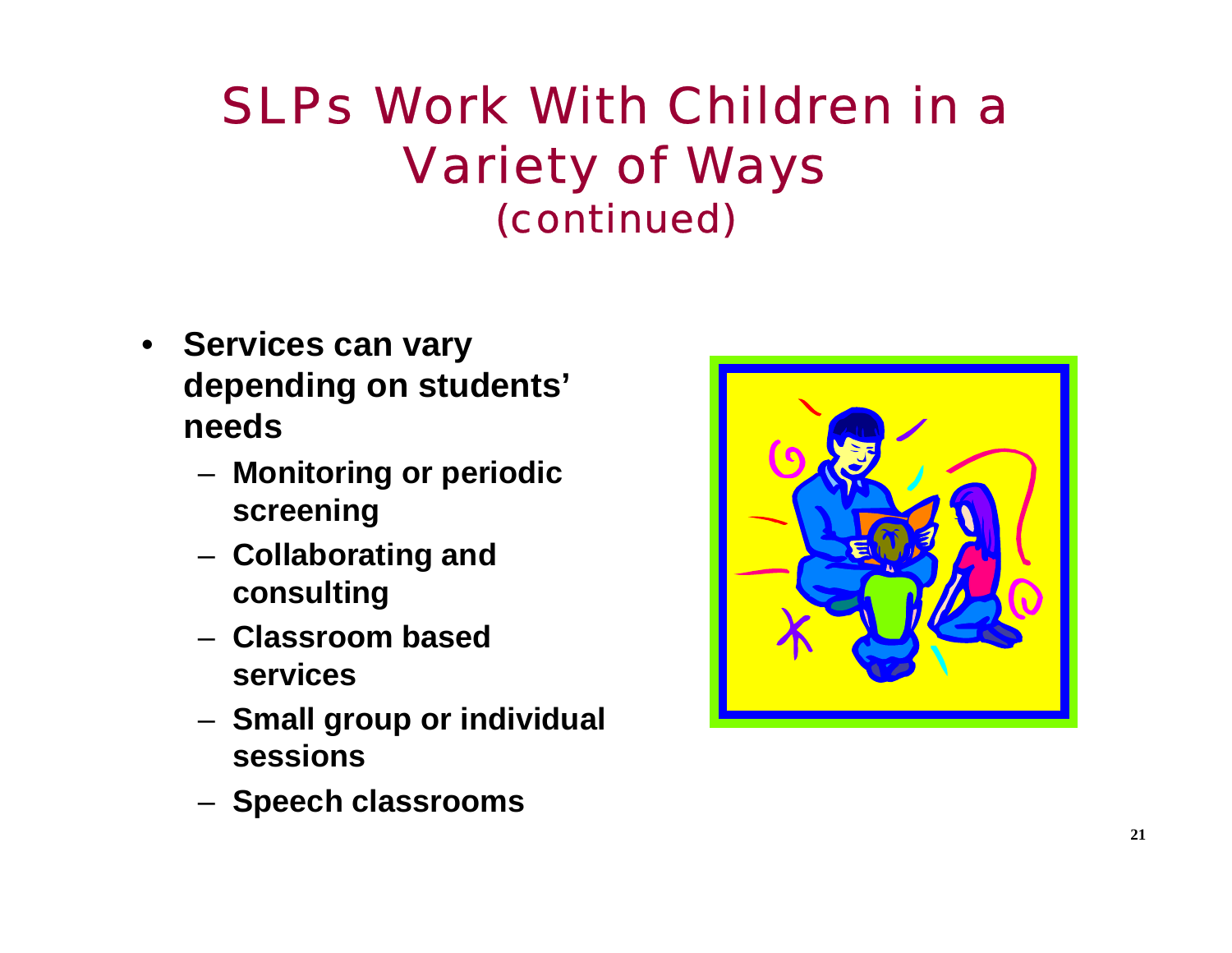# SLPs Work With Children in a Variety of Ways (continued)

- **Services can vary depending on students' needs**
  - **Monitoring or periodic screening**
  - **Collaborating and consulting**
  - **Classroom based services**
  - **Small group or individual sessions**
  - **Speech classrooms**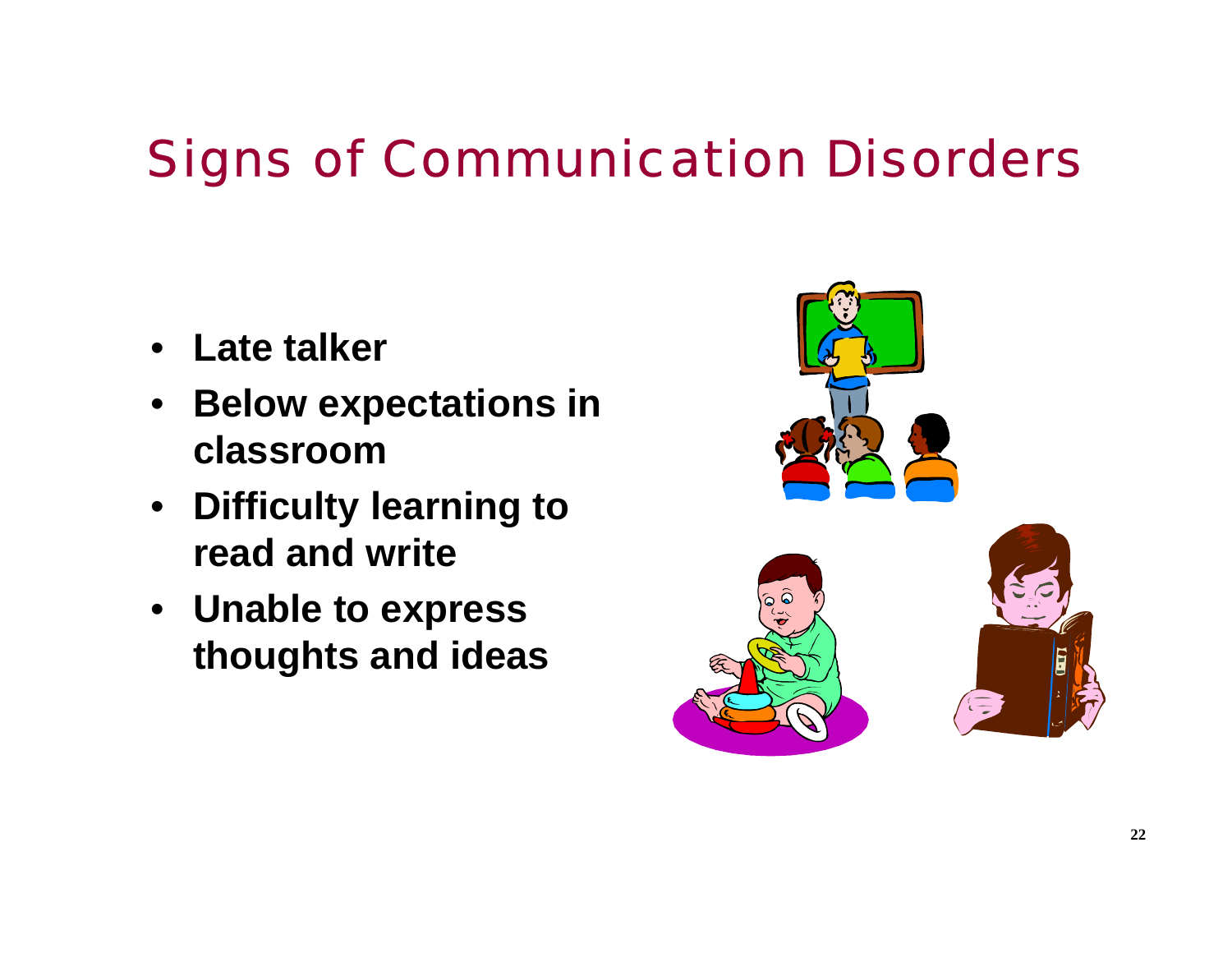# Signs of Communication Disorders

- **Late talker**
- **Below expectations in classroom**
- **Difficulty learning to read and write**
- **Unable to express thoughts and ideas**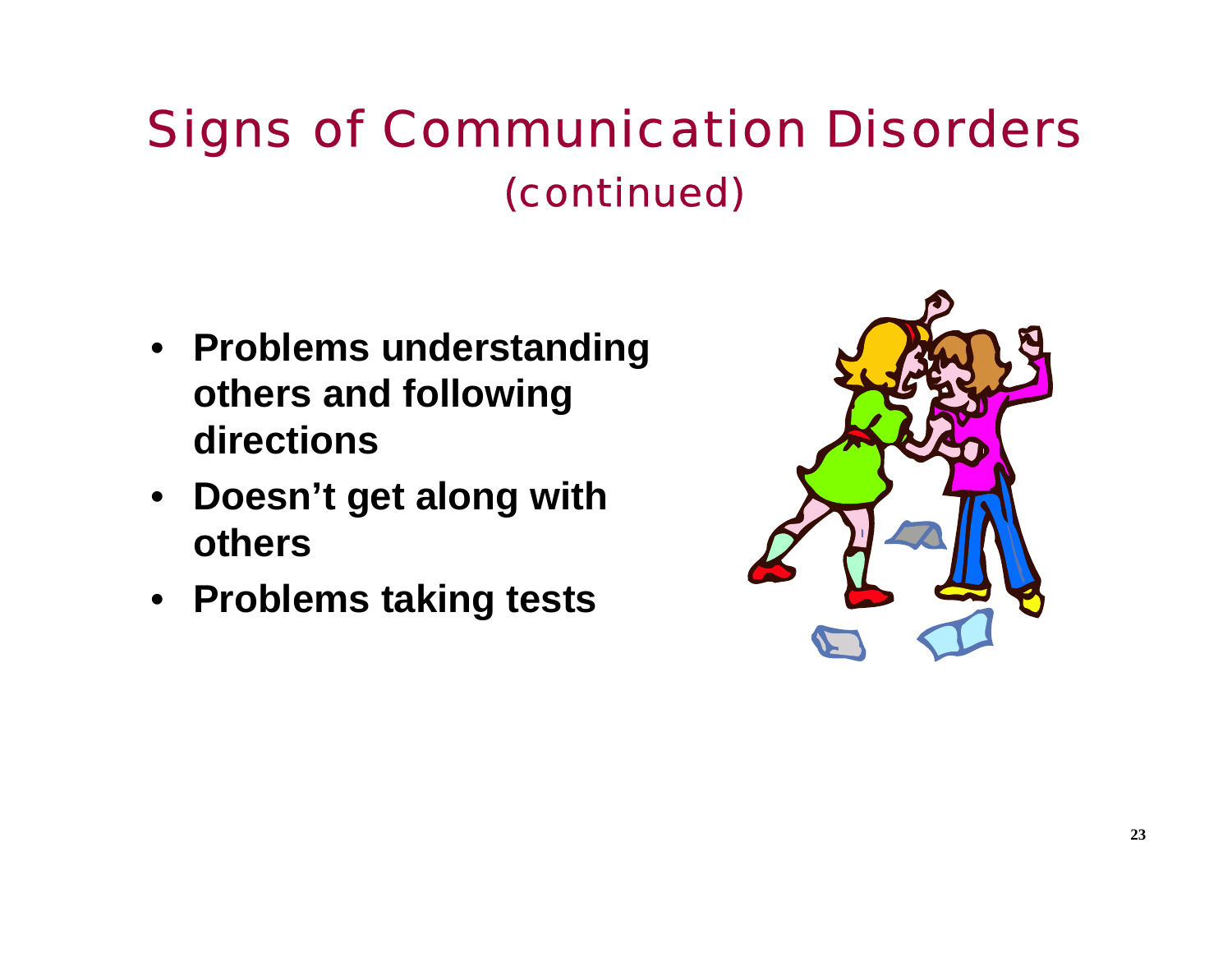# Signs of Communication Disorders (continued)

- **Problems understanding others and following directions**
- **Doesn't get along with others**
- **Problems taking tests**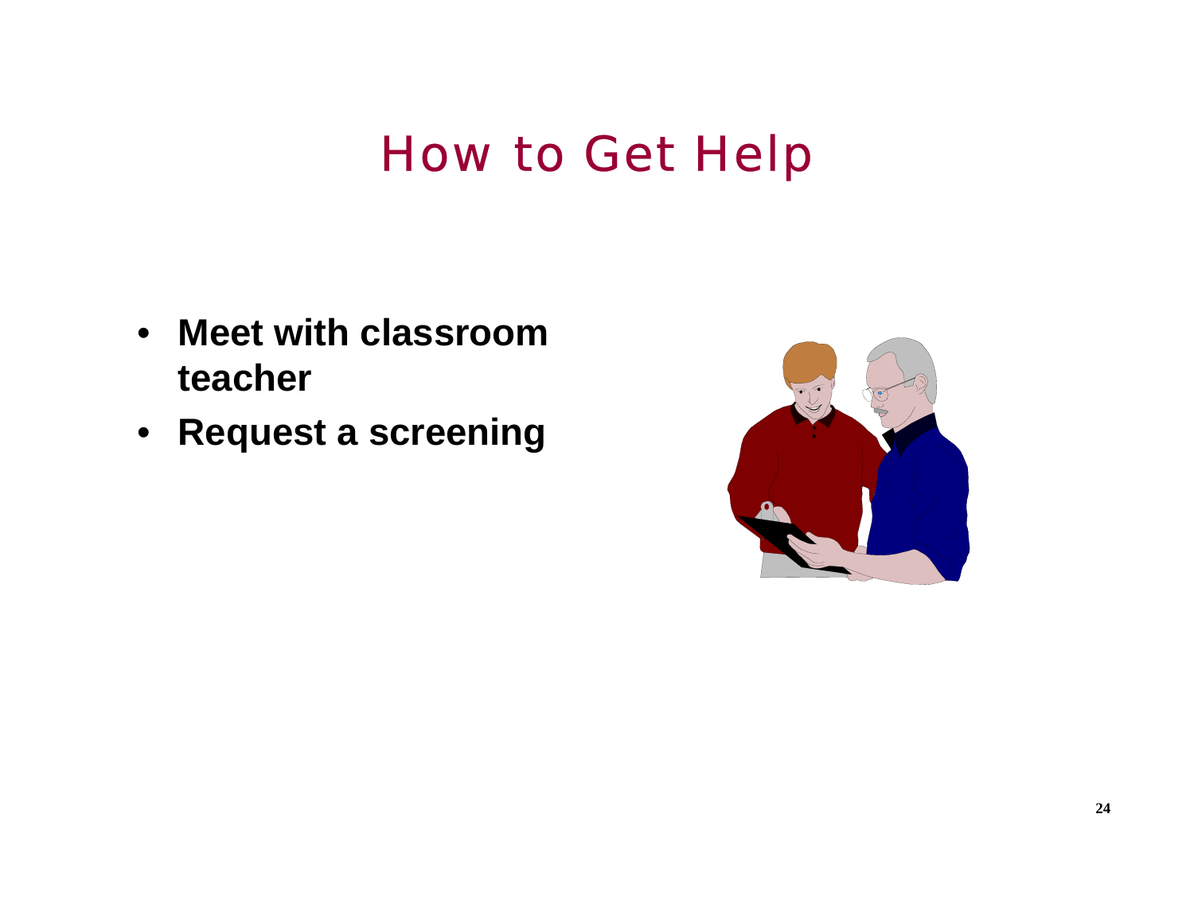# How to Get Help

- **Meet with classroom teacher**
- **Request a screening**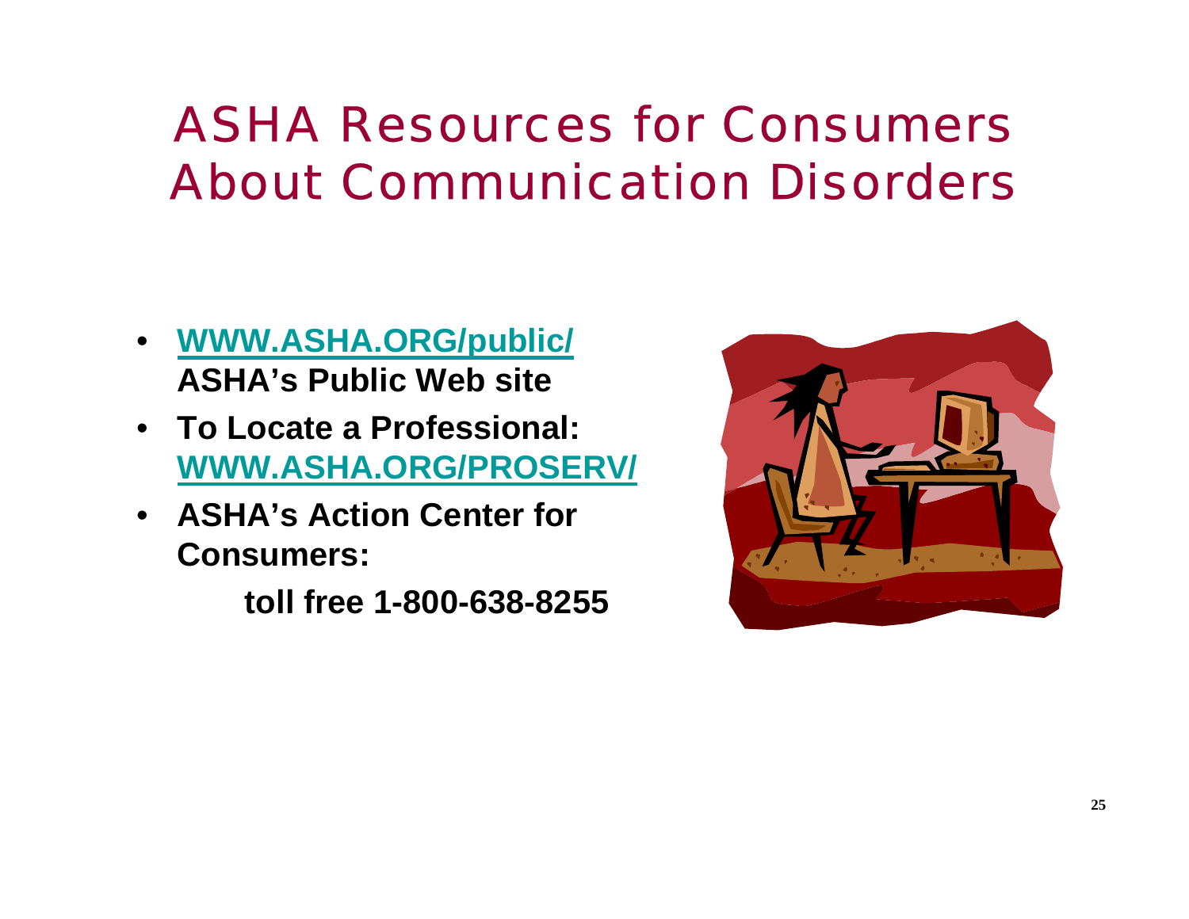# ASHA Resources for Consumers About Communication Disorders

- WWW.ASHA.ORG/public/ **ASHA's Public Web site**
- **To Locate a Professional:** WWW.ASHA.ORG/PROSERV/
- **ASHA's Action Center for Consumers:**

  **toll free 1-800-638-8255**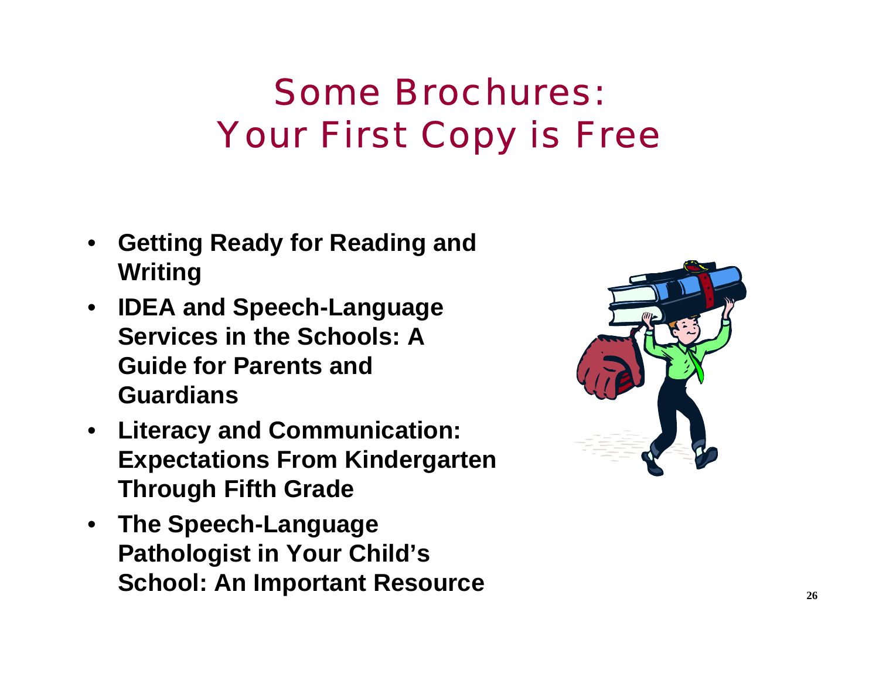# Some Brochures: Your First Copy is Free

- **Getting Ready for Reading and Writing**
- **IDEA and Speech-Language Services in the Schools: A Guide for Parents and Guardians**
- **Literacy and Communication: Expectations From Kindergarten Through Fifth Grade**
- **The Speech-Language Pathologist in Your Child's School: An Important Resource**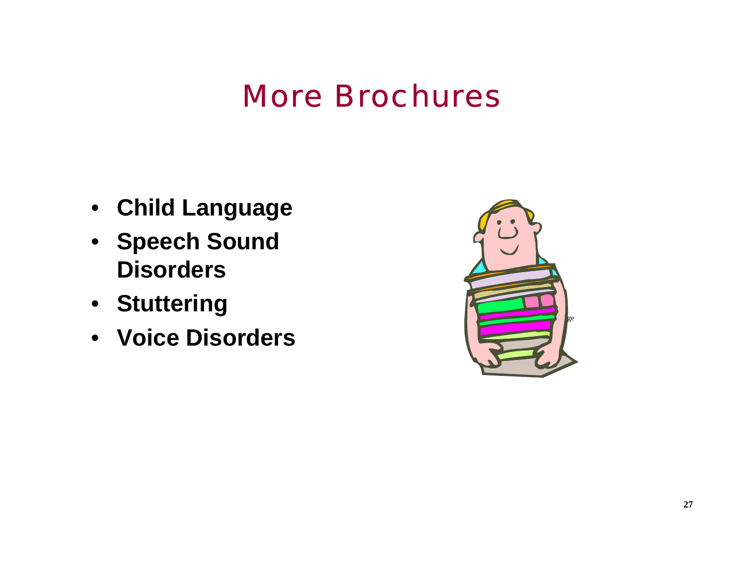# More Brochures

- **Child Language**
- **Speech Sound Disorders**
- **Stuttering**
- **Voice Disorders**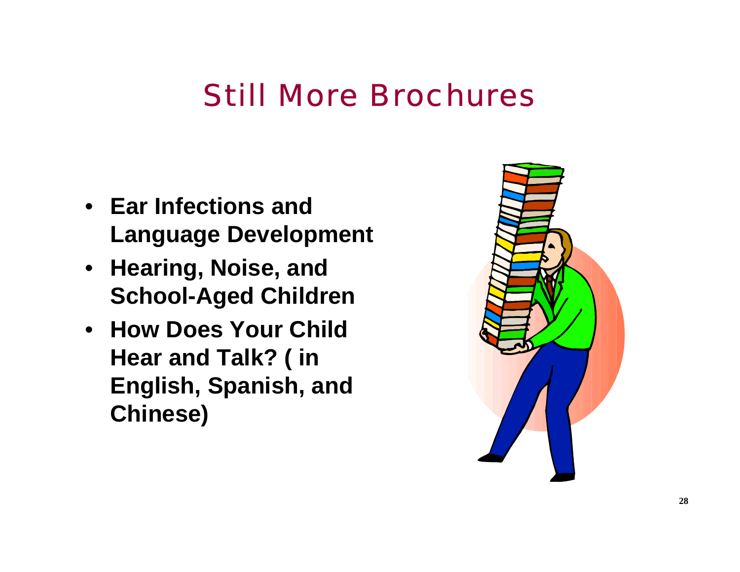# Still More Brochures

- **Ear Infections and Language Development**
- **Hearing, Noise, and School-Aged Children**
- **How Does Your Child Hear and Talk? ( in English, Spanish, and Chinese)**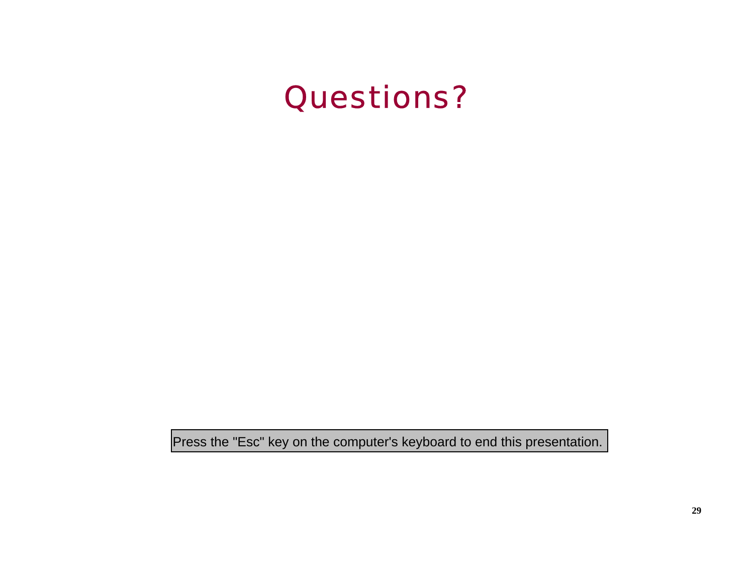# Questions?

Press the "Esc" key on the computer's keyboard to end this presentation.